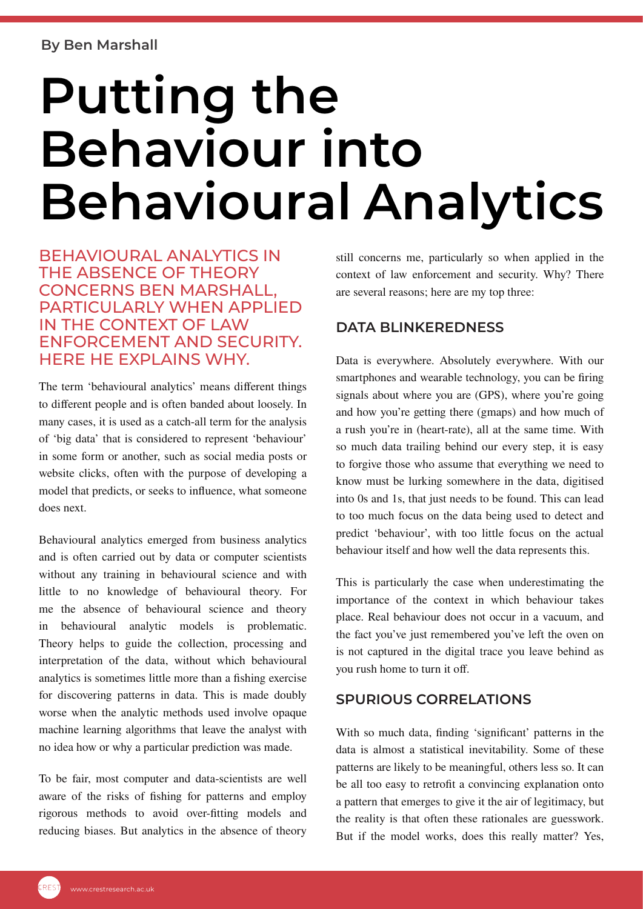By Ben Marshall

# Putting the Behaviour into Behavioural Analytics

## BEHAVIOURAL ANALYTICS IN THE ABSENCE OF THEORY CONCERNS BEN MARSHALL, PARTICULARLY WHEN APPLIED IN THE CONTEXT OF LAW ENFORCEMENT AND SECURITY. HERE HE EXPLAINS WHY.

The term 'behavioural analytics' means different things to different people and is often banded about loosely. In many cases, it is used as a catch-all term for the analysis of 'big data' that is considered to represent 'behaviour' in some form or another, such as social media posts or website clicks, often with the purpose of developing a model that predicts, or seeks to influence, what someone does next.

Behavioural analytics emerged from business analytics and is often carried out by data or computer scientists without any training in behavioural science and with little to no knowledge of behavioural theory. For me the absence of behavioural science and theory in behavioural analytic models is problematic. Theory helps to guide the collection, processing and interpretation of the data, without which behavioural analytics is sometimes little more than a fishing exercise for discovering patterns in data. This is made doubly worse when the analytic methods used involve opaque machine learning algorithms that leave the analyst with no idea how or why a particular prediction was made.

To be fair, most computer and data-scientists are well aware of the risks of fishing for patterns and employ rigorous methods to avoid over-fitting models and reducing biases. But analytics in the absence of theory still concerns me, particularly so when applied in the context of law enforcement and security. Why? There are several reasons; here are my top three:

### DATA BLINKEREDNESS

Data is everywhere. Absolutely everywhere. With our smartphones and wearable technology, you can be firing signals about where you are (GPS), where you're going and how you're getting there (gmaps) and how much of a rush you're in (heart-rate), all at the same time. With so much data trailing behind our every step, it is easy to forgive those who assume that everything we need to know must be lurking somewhere in the data, digitised into 0s and 1s, that just needs to be found. This can lead to too much focus on the data being used to detect and predict 'behaviour', with too little focus on the actual behaviour itself and how well the data represents this.

This is particularly the case when underestimating the importance of the context in which behaviour takes place. Real behaviour does not occur in a vacuum, and the fact you've just remembered you've left the oven on is not captured in the digital trace you leave behind as you rush home to turn it off.

### SPURIOUS CORRELATIONS

With so much data, finding 'significant' patterns in the data is almost a statistical inevitability. Some of these patterns are likely to be meaningful, others less so. It can be all too easy to retrofit a convincing explanation onto a pattern that emerges to give it the air of legitimacy, but the reality is that often these rationales are guesswork. But if the model works, does this really matter? Yes,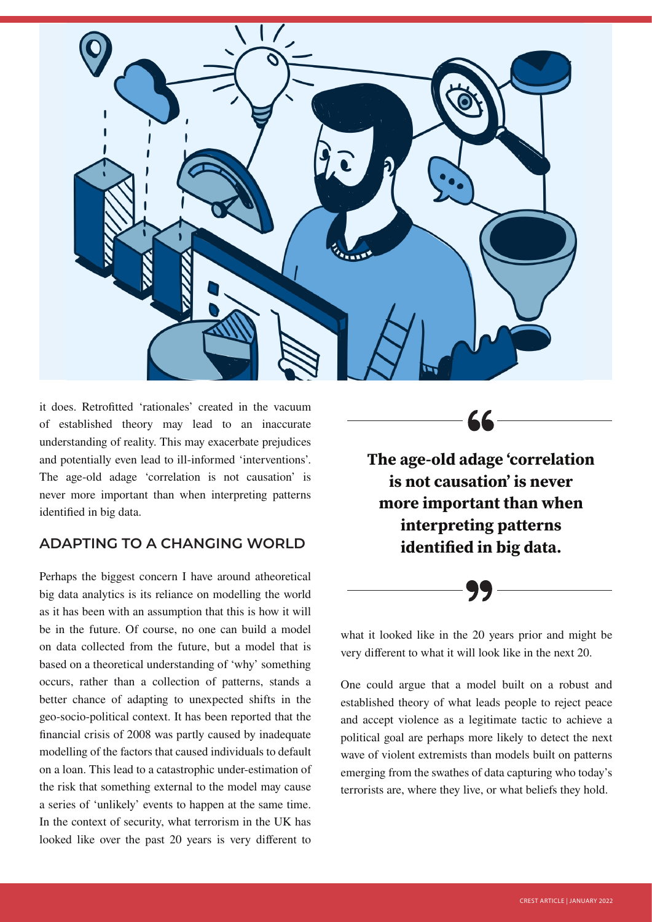it does. Retrofitted 'rationales' created in the vacuum of established theory may lead to an inaccurate understanding of reality. This may exacerbate prejudices and potentially even lead to ill-informed 'interventions'. The age-old adage 'correlation is not causation' is never more important than when interpreting patterns identified in big data.

## ADAPTING TO A CHANGING WORLD

Perhaps the biggest concern I have around atheoretical big data analytics is its reliance on modelling the world as it has been with an assumption that this is how it will be in the future. Of course, no one can build a model on data collected from the future, but a model that is based on a theoretical understanding of 'why' something occurs, rather than a collection of patterns, stands a better chance of adapting to unexpected shifts in the geo-socio-political context. It has been reported that the financial crisis of 2008 was partly caused by inadequate modelling of the factors that caused individuals to default on a loan. This lead to a catastrophic under-estimation of the risk that something external to the model may cause a series of 'unlikely' events to happen at the same time. In the context of security, what terrorism in the UK has looked like over the past 20 years is very different to what it looked like in the 20 years prior and might be very different to what it will look like in the next 20.

> **The age-old adage 'correlation is not causation' is never more important than when interpreting patterns identified in big data.**

One could argue that a model built on a robust and established theory of what leads people to reject peace and accept violence as a legitimate tactic to achieve a political goal are perhaps more likely to detect the next wave of violent extremists than models built on patterns emerging from the swathes of data capturing who today's terrorists are, where they live, or what beliefs they hold.